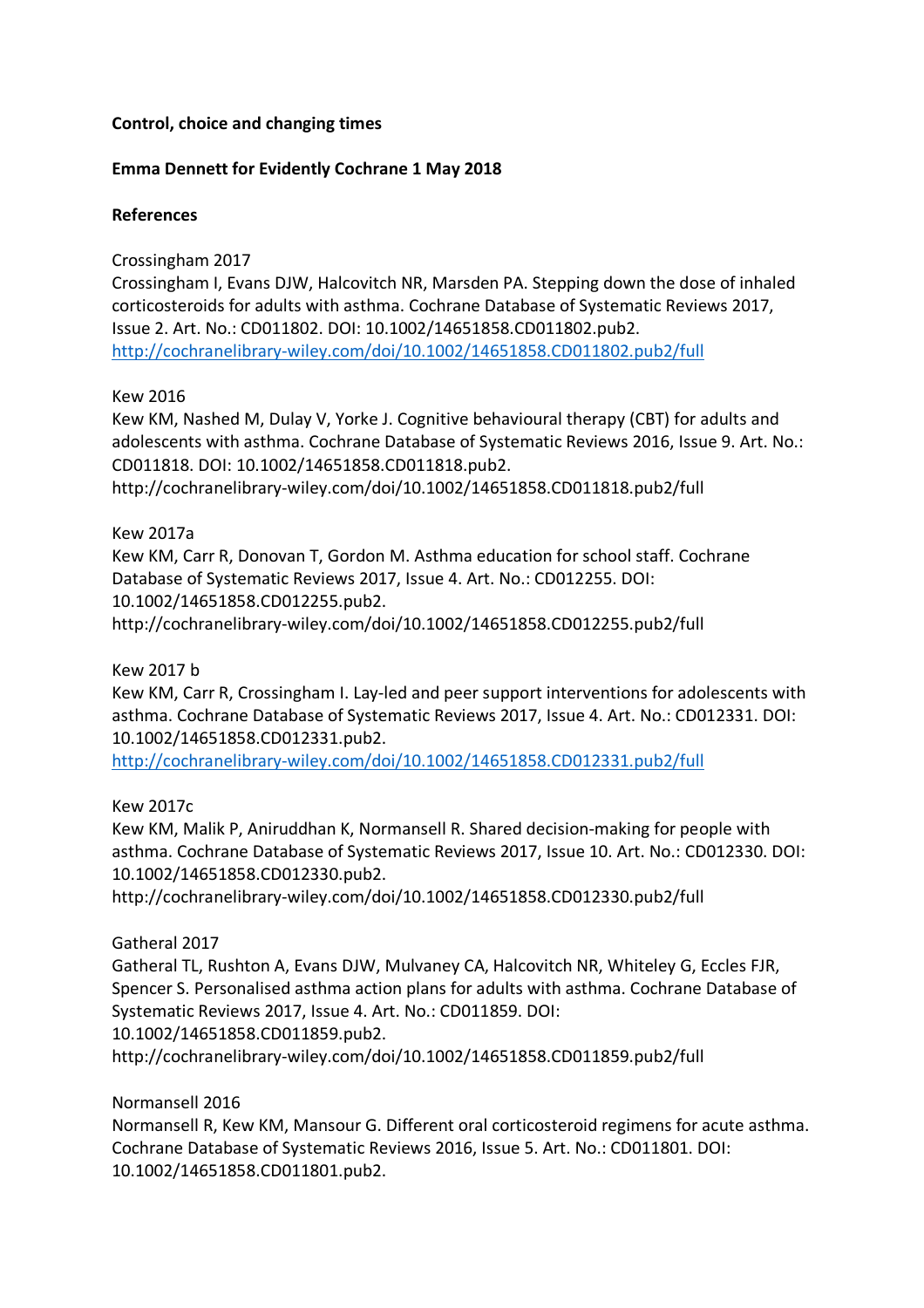**Control, choice and changing times**

**Emma Dennett for Evidently Cochrane 1 May 2018**

**References**

Crossingham 2017
Crossingham I, Evans DJW, Halcovitch NR, Marsden PA. Stepping down the dose of inhaled corticosteroids for adults with asthma. Cochrane Database of Systematic Reviews 2017, Issue 2. Art. No.: CD011802. DOI: 10.1002/14651858.CD011802.pub2.
[http://cochranelibrary-wiley.com/doi/10.1002/14651858.CD011802.pub2/full](http://cochranelibrary-wiley.com/doi/10.1002/14651858.CD011802.pub2/full)

Kew 2016
Kew KM, Nashed M, Dulay V, Yorke J. Cognitive behavioural therapy (CBT) for adults and adolescents with asthma. Cochrane Database of Systematic Reviews 2016, Issue 9. Art. No.: CD011818. DOI: 10.1002/14651858.CD011818.pub2.
http://cochranelibrary-wiley.com/doi/10.1002/14651858.CD011818.pub2/full

Kew 2017a
Kew KM, Carr R, Donovan T, Gordon M. Asthma education for school staff. Cochrane Database of Systematic Reviews 2017, Issue 4. Art. No.: CD012255. DOI: 10.1002/14651858.CD012255.pub2.
http://cochranelibrary-wiley.com/doi/10.1002/14651858.CD012255.pub2/full

Kew 2017 b
Kew KM, Carr R, Crossingham I. Lay-led and peer support interventions for adolescents with asthma. Cochrane Database of Systematic Reviews 2017, Issue 4. Art. No.: CD012331. DOI: 10.1002/14651858.CD012331.pub2.
[http://cochranelibrary-wiley.com/doi/10.1002/14651858.CD012331.pub2/full](http://cochranelibrary-wiley.com/doi/10.1002/14651858.CD012331.pub2/full)

Kew 2017c
Kew KM, Malik P, Aniruddhan K, Normansell R. Shared decision-making for people with asthma. Cochrane Database of Systematic Reviews 2017, Issue 10. Art. No.: CD012330. DOI: 10.1002/14651858.CD012330.pub2.
http://cochranelibrary-wiley.com/doi/10.1002/14651858.CD012330.pub2/full

Gatheral 2017
Gatheral TL, Rushton A, Evans DJW, Mulvaney CA, Halcovitch NR, Whiteley G, Eccles FJR, Spencer S. Personalised asthma action plans for adults with asthma. Cochrane Database of Systematic Reviews 2017, Issue 4. Art. No.: CD011859. DOI: 10.1002/14651858.CD011859.pub2.
http://cochranelibrary-wiley.com/doi/10.1002/14651858.CD011859.pub2/full

Normansell 2016
Normansell R, Kew KM, Mansour G. Different oral corticosteroid regimens for acute asthma. Cochrane Database of Systematic Reviews 2016, Issue 5. Art. No.: CD011801. DOI: 10.1002/14651858.CD011801.pub2.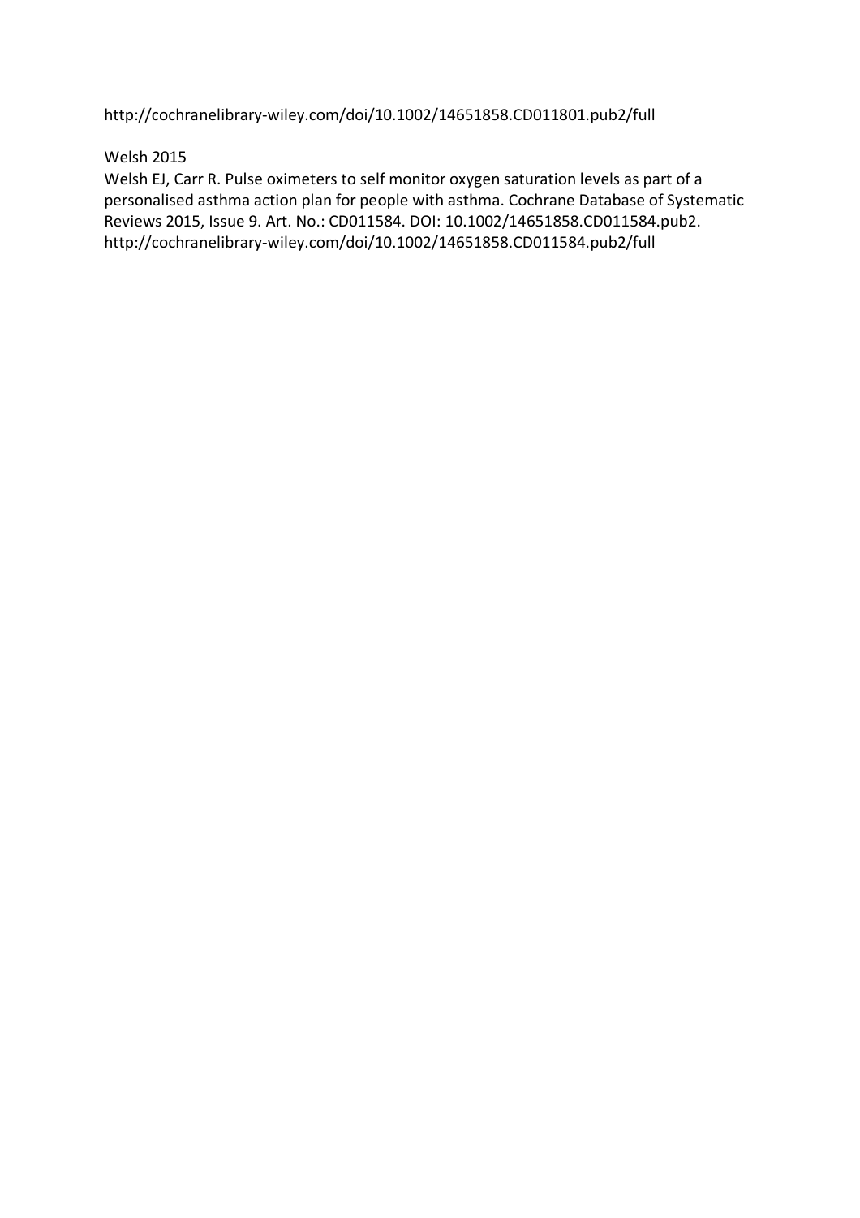http://cochranelibrary-wiley.com/doi/10.1002/14651858.CD011801.pub2/full

Welsh 2015

Welsh EJ, Carr R. Pulse oximeters to self monitor oxygen saturation levels as part of a personalised asthma action plan for people with asthma. Cochrane Database of Systematic Reviews 2015, Issue 9. Art. No.: CD011584. DOI: 10.1002/14651858.CD011584.pub2. http://cochranelibrary-wiley.com/doi/10.1002/14651858.CD011584.pub2/full